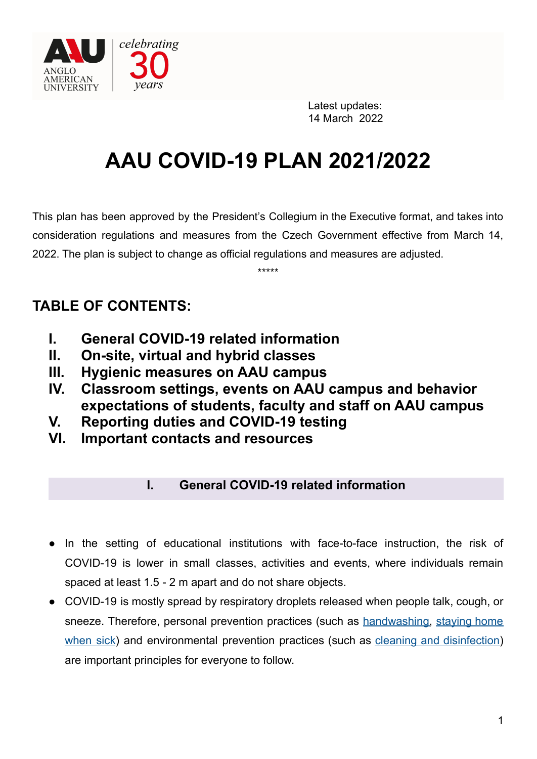ANGLO AMERICAN UNIVERSITY — celebrating 30 years

Latest updates:
14 March 2022

# AAU COVID-19 PLAN 2021/2022

This plan has been approved by the President's Collegium in the Executive format, and takes into consideration regulations and measures from the Czech Government effective from March 14, 2022. The plan is subject to change as official regulations and measures are adjusted.

*****

## TABLE OF CONTENTS:

- **I. General COVID-19 related information**
- **II. On-site, virtual and hybrid classes**
- **III. Hygienic measures on AAU campus**
- **IV. Classroom settings, events on AAU campus and behavior expectations of students, faculty and staff on AAU campus**
- **V. Reporting duties and COVID-19 testing**
- **VI. Important contacts and resources**

## I. General COVID-19 related information

- In the setting of educational institutions with face-to-face instruction, the risk of COVID-19 is lower in small classes, activities and events, where individuals remain spaced at least 1.5 - 2 m apart and do not share objects.
- COVID-19 is mostly spread by respiratory droplets released when people talk, cough, or sneeze. Therefore, personal prevention practices (such as handwashing, staying home when sick) and environmental prevention practices (such as cleaning and disinfection) are important principles for everyone to follow.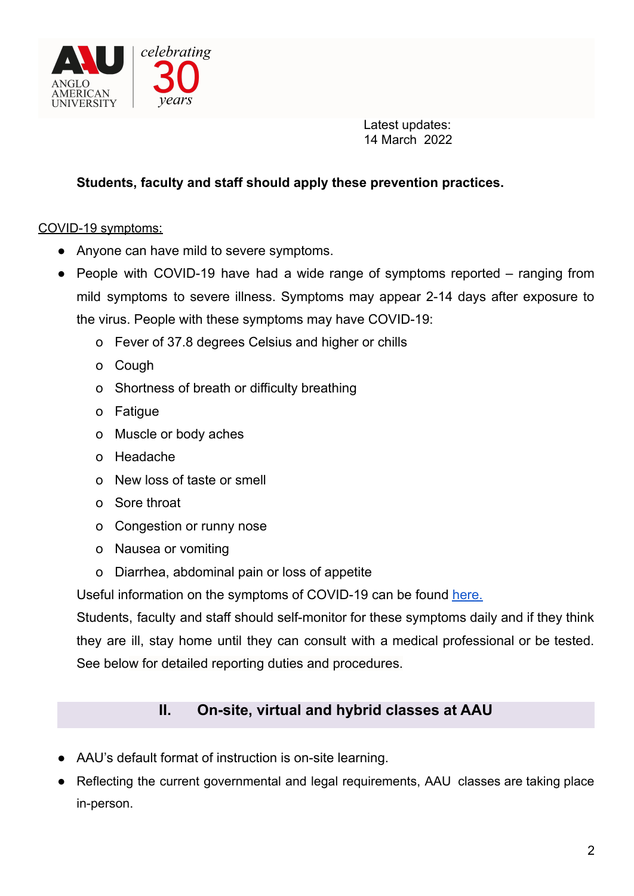Latest updates:
14 March 2022

**Students, faculty and staff should apply these prevention practices.**

COVID-19 symptoms:

- Anyone can have mild to severe symptoms.
- People with COVID-19 have had a wide range of symptoms reported – ranging from mild symptoms to severe illness. Symptoms may appear 2-14 days after exposure to the virus. People with these symptoms may have COVID-19:
    - Fever of 37.8 degrees Celsius and higher or chills
    - Cough
    - Shortness of breath or difficulty breathing
    - Fatigue
    - Muscle or body aches
    - Headache
    - New loss of taste or smell
    - Sore throat
    - Congestion or runny nose
    - Nausea or vomiting
    - Diarrhea, abdominal pain or loss of appetite

  Useful information on the symptoms of COVID-19 can be found here.

  Students, faculty and staff should self-monitor for these symptoms daily and if they think they are ill, stay home until they can consult with a medical professional or be tested. See below for detailed reporting duties and procedures.

## II. On-site, virtual and hybrid classes at AAU

- AAU's default format of instruction is on-site learning.
- Reflecting the current governmental and legal requirements, AAU classes are taking place in-person.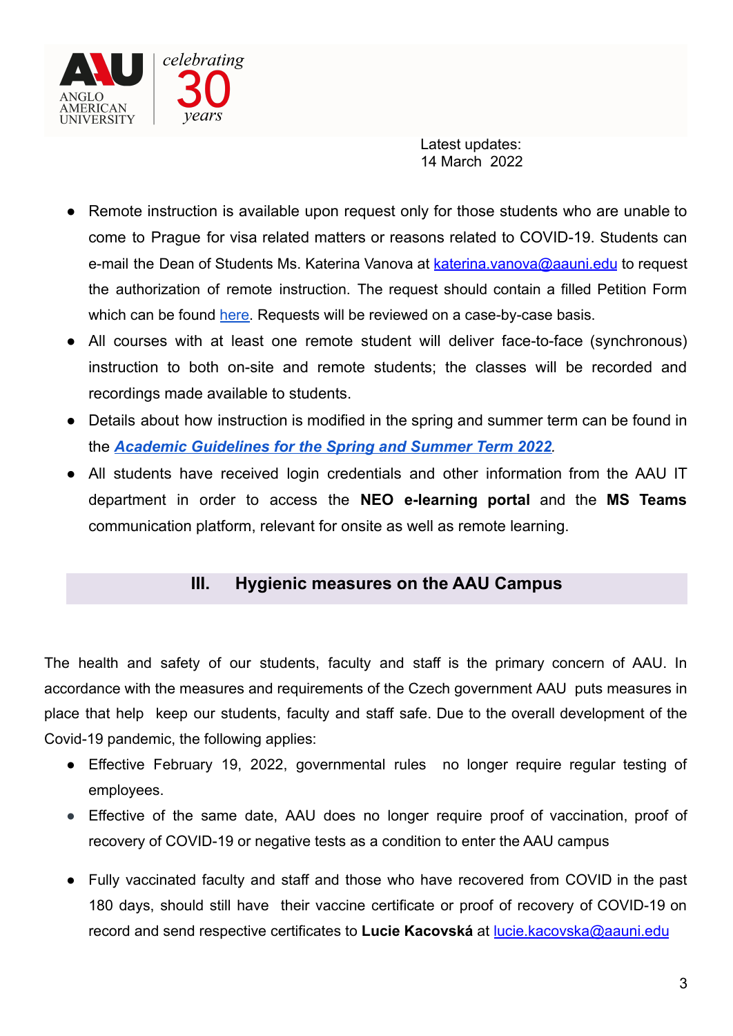Latest updates:
14 March 2022

- Remote instruction is available upon request only for those students who are unable to come to Prague for visa related matters or reasons related to COVID-19. Students can e-mail the Dean of Students Ms. Katerina Vanova at katerina.vanova@aauni.edu to request the authorization of remote instruction. The request should contain a filled Petition Form which can be found here. Requests will be reviewed on a case-by-case basis.
- All courses with at least one remote student will deliver face-to-face (synchronous) instruction to both on-site and remote students; the classes will be recorded and recordings made available to students.
- Details about how instruction is modified in the spring and summer term can be found in the ***Academic Guidelines for the Spring and Summer Term 2022***.
- All students have received login credentials and other information from the AAU IT department in order to access the **NEO e-learning portal** and the **MS Teams** communication platform, relevant for onsite as well as remote learning.

## III. Hygienic measures on the AAU Campus

The health and safety of our students, faculty and staff is the primary concern of AAU. In accordance with the measures and requirements of the Czech government AAU puts measures in place that help keep our students, faculty and staff safe. Due to the overall development of the Covid-19 pandemic, the following applies:

- Effective February 19, 2022, governmental rules no longer require regular testing of employees.
- Effective of the same date, AAU does no longer require proof of vaccination, proof of recovery of COVID-19 or negative tests as a condition to enter the AAU campus
- Fully vaccinated faculty and staff and those who have recovered from COVID in the past 180 days, should still have their vaccine certificate or proof of recovery of COVID-19 on record and send respective certificates to **Lucie Kacovská** at lucie.kacovska@aauni.edu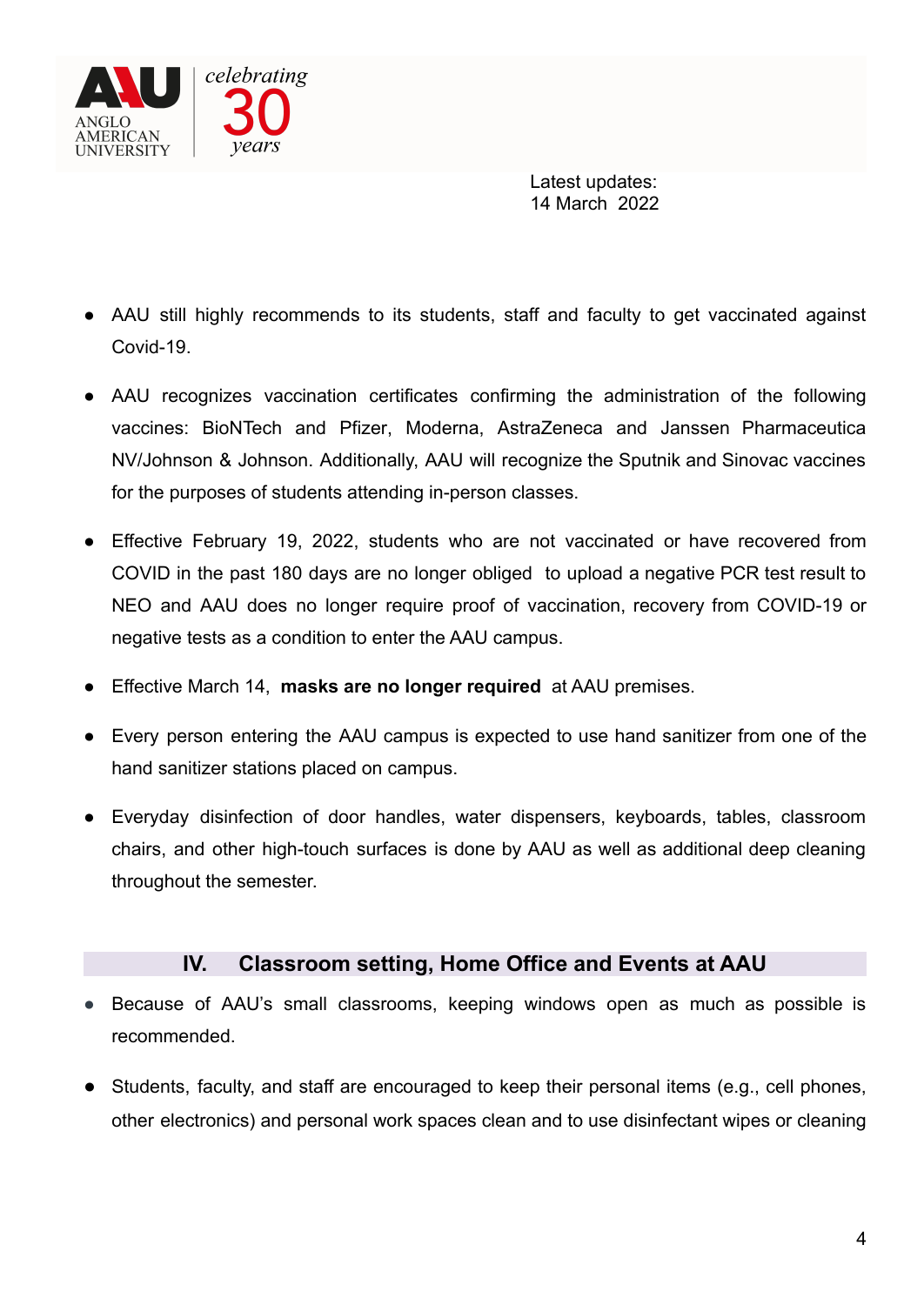Latest updates:
14 March 2022

- AAU still highly recommends to its students, staff and faculty to get vaccinated against Covid-19.
- AAU recognizes vaccination certificates confirming the administration of the following vaccines: BioNTech and Pfizer, Moderna, AstraZeneca and Janssen Pharmaceutica NV/Johnson & Johnson. Additionally, AAU will recognize the Sputnik and Sinovac vaccines for the purposes of students attending in-person classes.
- Effective February 19, 2022, students who are not vaccinated or have recovered from COVID in the past 180 days are no longer obliged to upload a negative PCR test result to NEO and AAU does no longer require proof of vaccination, recovery from COVID-19 or negative tests as a condition to enter the AAU campus.
- Effective March 14, **masks are no longer required** at AAU premises.
- Every person entering the AAU campus is expected to use hand sanitizer from one of the hand sanitizer stations placed on campus.
- Everyday disinfection of door handles, water dispensers, keyboards, tables, classroom chairs, and other high-touch surfaces is done by AAU as well as additional deep cleaning throughout the semester.

## IV. Classroom setting, Home Office and Events at AAU

- Because of AAU's small classrooms, keeping windows open as much as possible is recommended.
- Students, faculty, and staff are encouraged to keep their personal items (e.g., cell phones, other electronics) and personal work spaces clean and to use disinfectant wipes or cleaning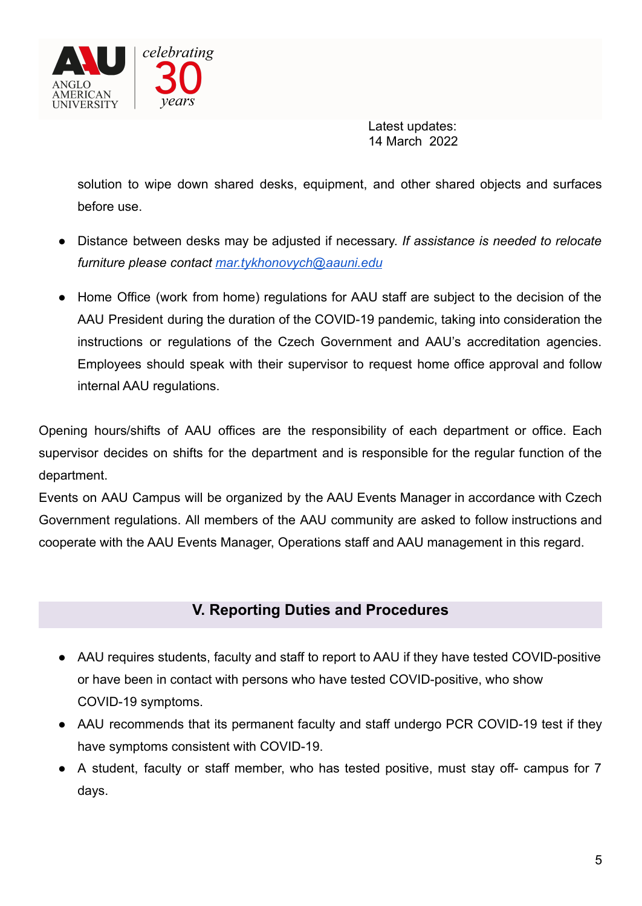solution to wipe down shared desks, equipment, and other shared objects and surfaces before use.

- Distance between desks may be adjusted if necessary. *If assistance is needed to relocate furniture please contact [mar.tykhonovych@aauni.edu](mailto:mar.tykhonovych@aauni.edu)*

- Home Office (work from home) regulations for AAU staff are subject to the decision of the AAU President during the duration of the COVID-19 pandemic, taking into consideration the instructions or regulations of the Czech Government and AAU's accreditation agencies. Employees should speak with their supervisor to request home office approval and follow internal AAU regulations.

Opening hours/shifts of AAU offices are the responsibility of each department or office. Each supervisor decides on shifts for the department and is responsible for the regular function of the department.

Events on AAU Campus will be organized by the AAU Events Manager in accordance with Czech Government regulations. All members of the AAU community are asked to follow instructions and cooperate with the AAU Events Manager, Operations staff and AAU management in this regard.

## V. Reporting Duties and Procedures

- AAU requires students, faculty and staff to report to AAU if they have tested COVID-positive or have been in contact with persons who have tested COVID-positive, who show COVID-19 symptoms.
- AAU recommends that its permanent faculty and staff undergo PCR COVID-19 test if they have symptoms consistent with COVID-19.
- A student, faculty or staff member, who has tested positive, must stay off- campus for 7 days.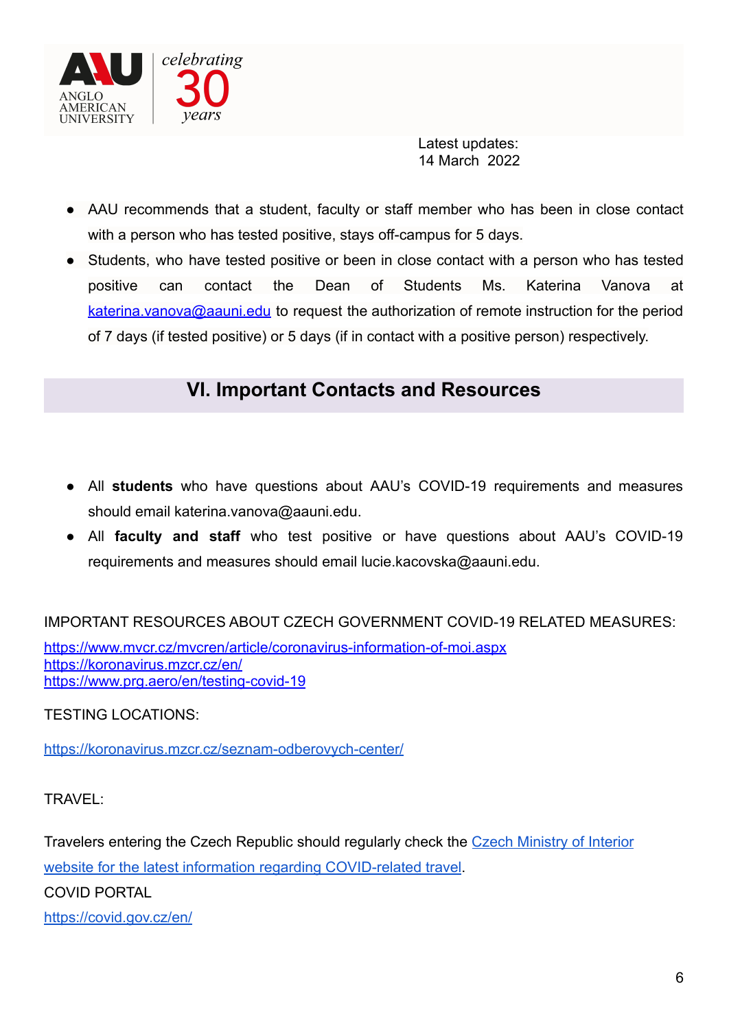Latest updates:
14 March 2022

- AAU recommends that a student, faculty or staff member who has been in close contact with a person who has tested positive, stays off-campus for 5 days.
- Students, who have tested positive or been in close contact with a person who has tested positive can contact the Dean of Students Ms. Katerina Vanova at [katerina.vanova@aauni.edu](mailto:katerina.vanova@aauni.edu) to request the authorization of remote instruction for the period of 7 days (if tested positive) or 5 days (if in contact with a positive person) respectively.

## VI. Important Contacts and Resources

- All **students** who have questions about AAU's COVID-19 requirements and measures should email katerina.vanova@aauni.edu.
- All **faculty and staff** who test positive or have questions about AAU's COVID-19 requirements and measures should email lucie.kacovska@aauni.edu.

IMPORTANT RESOURCES ABOUT CZECH GOVERNMENT COVID-19 RELATED MEASURES:

[https://www.mvcr.cz/mvcren/article/coronavirus-information-of-moi.aspx](https://www.mvcr.cz/mvcren/article/coronavirus-information-of-moi.aspx)
[https://koronavirus.mzcr.cz/en/](https://koronavirus.mzcr.cz/en/)
[https://www.prg.aero/en/testing-covid-19](https://www.prg.aero/en/testing-covid-19)

TESTING LOCATIONS:

[https://koronavirus.mzcr.cz/seznam-odberovych-center/](https://koronavirus.mzcr.cz/seznam-odberovych-center/)

TRAVEL:

Travelers entering the Czech Republic should regularly check the Czech Ministry of Interior website for the latest information regarding COVID-related travel.

COVID PORTAL

[https://covid.gov.cz/en/](https://covid.gov.cz/en/)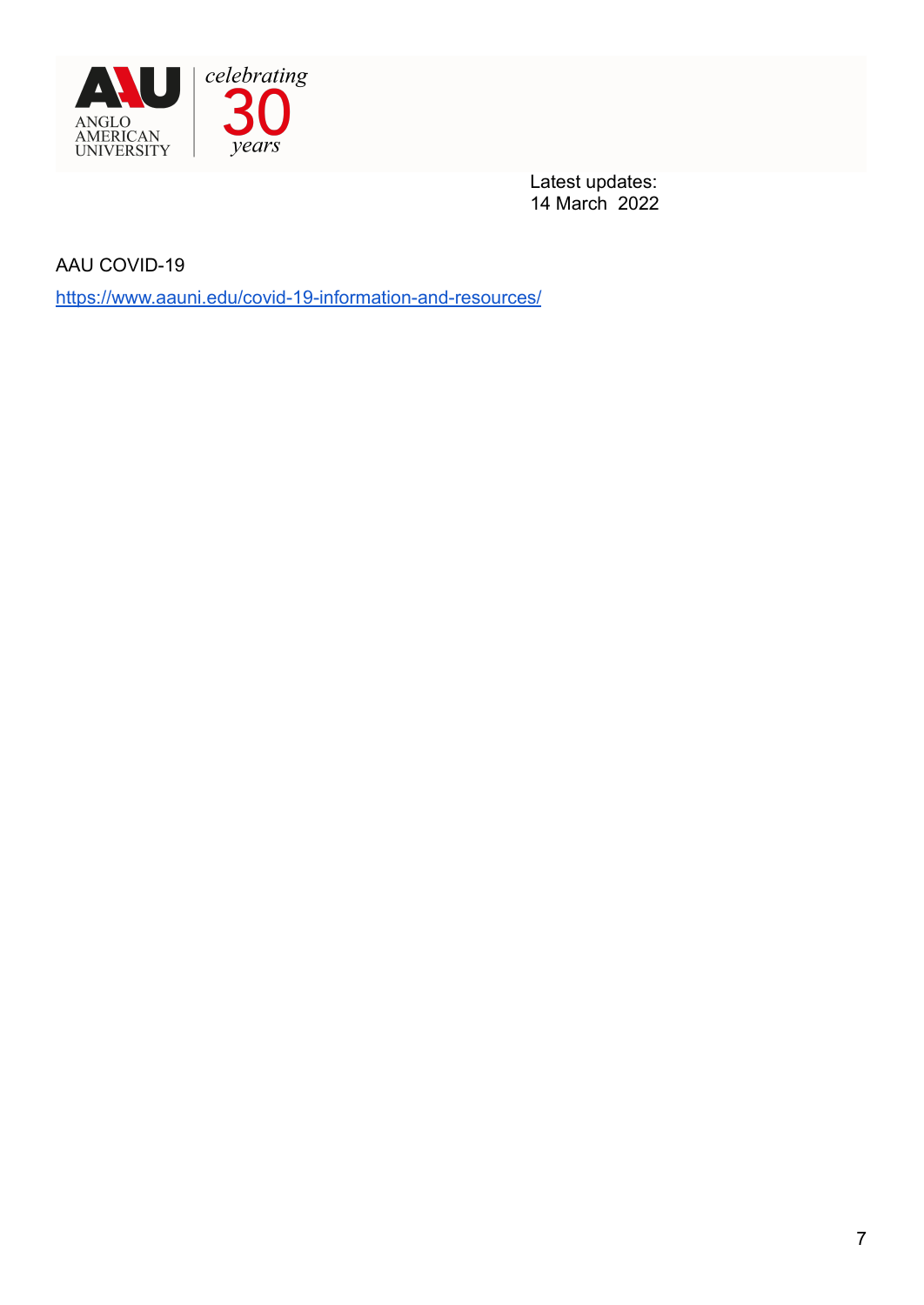Latest updates:
14 March 2022

AAU COVID-19

https://www.aauni.edu/covid-19-information-and-resources/